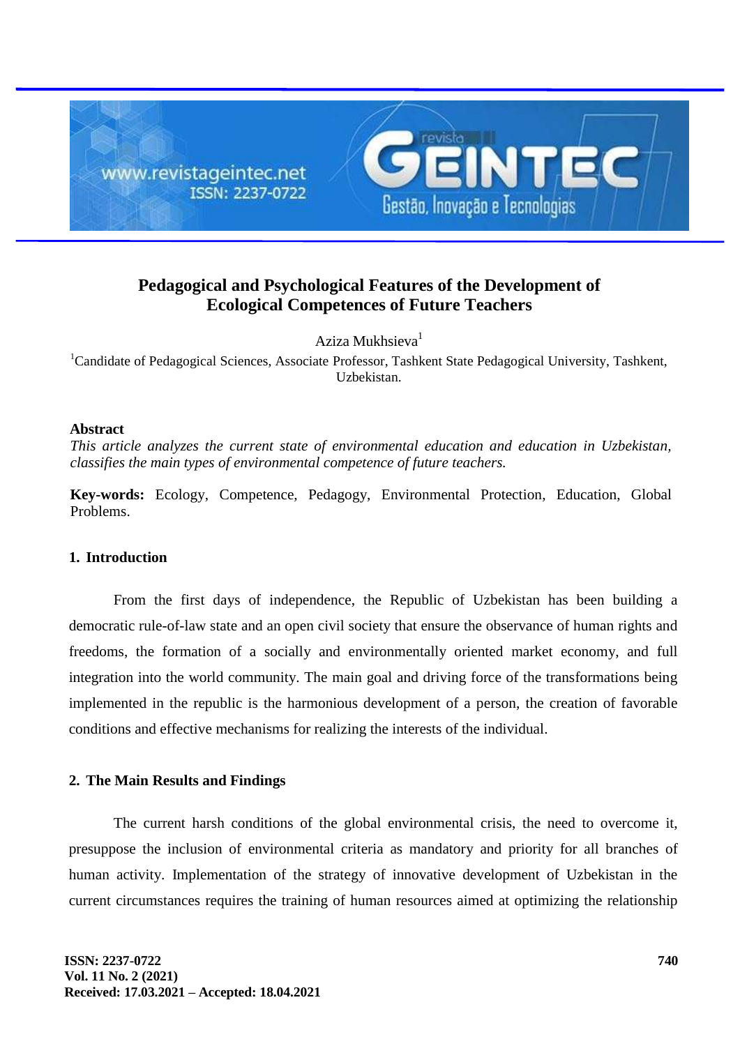# Pedagogical and Psychological Features of the Development of Ecological Competences of Future Teachers

Aziza Mukhsieva[1]

[1]Candidate of Pedagogical Sciences, Associate Professor, Tashkent State Pedagogical University, Tashkent, Uzbekistan.

**Abstract**

*This article analyzes the current state of environmental education and education in Uzbekistan, classifies the main types of environmental competence of future teachers.*

**Key-words:** Ecology, Competence, Pedagogy, Environmental Protection, Education, Global Problems.

## 1. Introduction

From the first days of independence, the Republic of Uzbekistan has been building a democratic rule-of-law state and an open civil society that ensure the observance of human rights and freedoms, the formation of a socially and environmentally oriented market economy, and full integration into the world community. The main goal and driving force of the transformations being implemented in the republic is the harmonious development of a person, the creation of favorable conditions and effective mechanisms for realizing the interests of the individual.

## 2. The Main Results and Findings

The current harsh conditions of the global environmental crisis, the need to overcome it, presuppose the inclusion of environmental criteria as mandatory and priority for all branches of human activity. Implementation of the strategy of innovative development of Uzbekistan in the current circumstances requires the training of human resources aimed at optimizing the relationship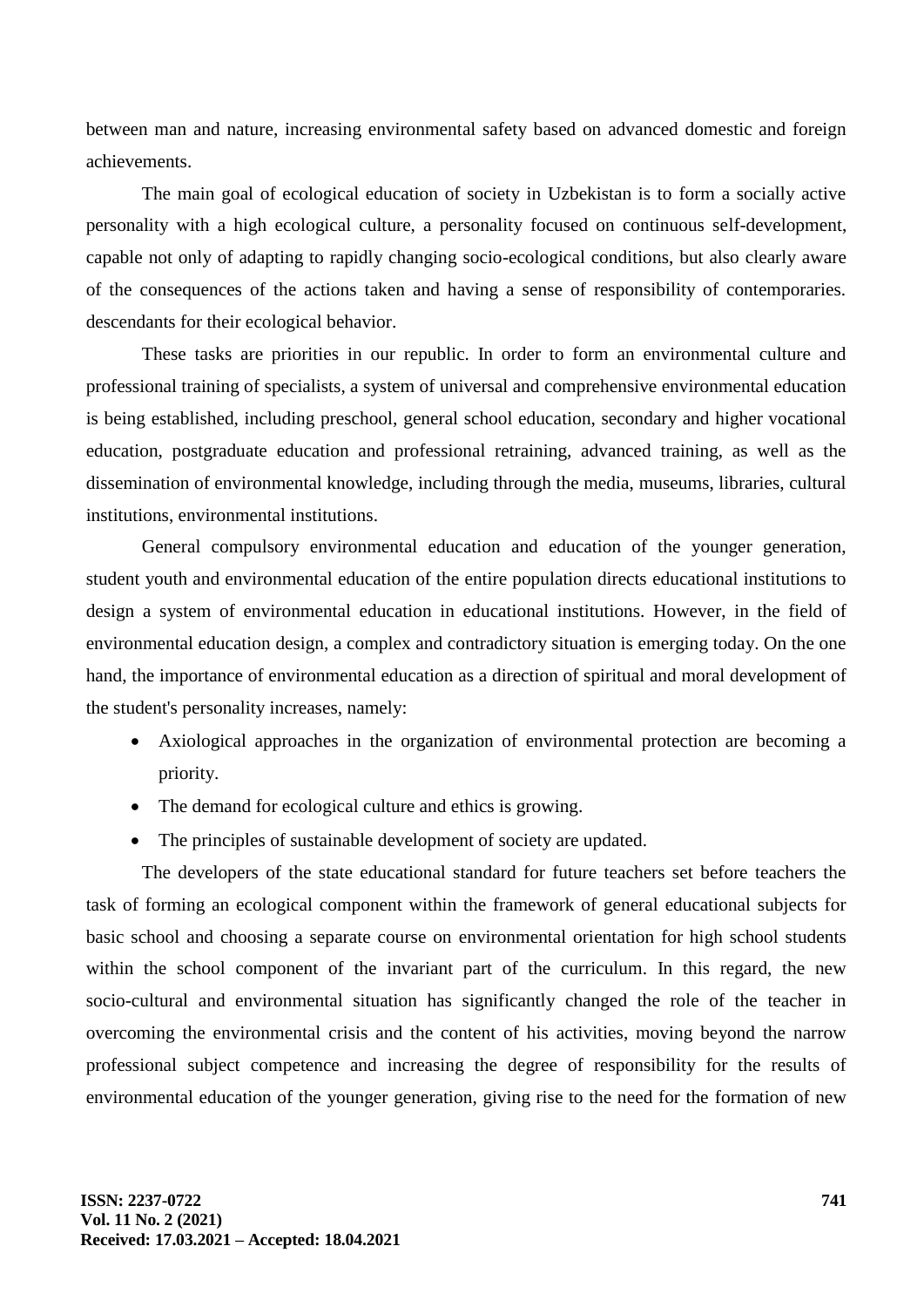between man and nature, increasing environmental safety based on advanced domestic and foreign achievements.

The main goal of ecological education of society in Uzbekistan is to form a socially active personality with a high ecological culture, a personality focused on continuous self-development, capable not only of adapting to rapidly changing socio-ecological conditions, but also clearly aware of the consequences of the actions taken and having a sense of responsibility of contemporaries. descendants for their ecological behavior.

These tasks are priorities in our republic. In order to form an environmental culture and professional training of specialists, a system of universal and comprehensive environmental education is being established, including preschool, general school education, secondary and higher vocational education, postgraduate education and professional retraining, advanced training, as well as the dissemination of environmental knowledge, including through the media, museums, libraries, cultural institutions, environmental institutions.

General compulsory environmental education and education of the younger generation, student youth and environmental education of the entire population directs educational institutions to design a system of environmental education in educational institutions. However, in the field of environmental education design, a complex and contradictory situation is emerging today. On the one hand, the importance of environmental education as a direction of spiritual and moral development of the student's personality increases, namely:

- Axiological approaches in the organization of environmental protection are becoming a priority.
- The demand for ecological culture and ethics is growing.
- The principles of sustainable development of society are updated.

The developers of the state educational standard for future teachers set before teachers the task of forming an ecological component within the framework of general educational subjects for basic school and choosing a separate course on environmental orientation for high school students within the school component of the invariant part of the curriculum. In this regard, the new socio-cultural and environmental situation has significantly changed the role of the teacher in overcoming the environmental crisis and the content of his activities, moving beyond the narrow professional subject competence and increasing the degree of responsibility for the results of environmental education of the younger generation, giving rise to the need for the formation of new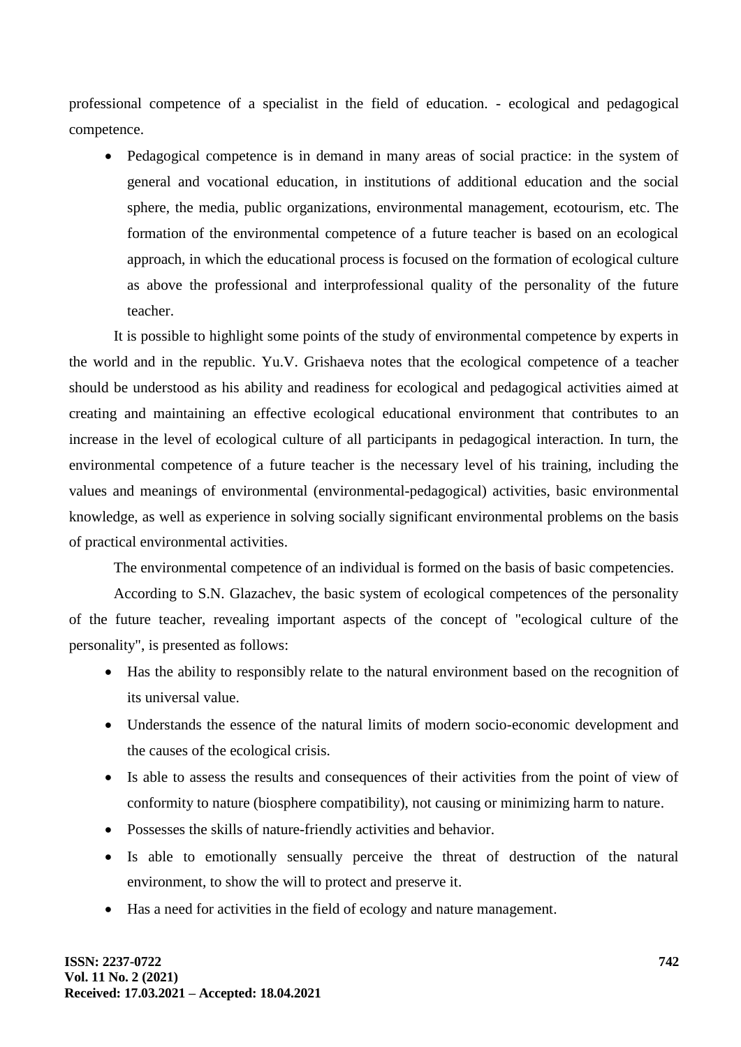professional competence of a specialist in the field of education. - ecological and pedagogical competence.

- Pedagogical competence is in demand in many areas of social practice: in the system of general and vocational education, in institutions of additional education and the social sphere, the media, public organizations, environmental management, ecotourism, etc. The formation of the environmental competence of a future teacher is based on an ecological approach, in which the educational process is focused on the formation of ecological culture as above the professional and interprofessional quality of the personality of the future teacher.

It is possible to highlight some points of the study of environmental competence by experts in the world and in the republic. Yu.V. Grishaeva notes that the ecological competence of a teacher should be understood as his ability and readiness for ecological and pedagogical activities aimed at creating and maintaining an effective ecological educational environment that contributes to an increase in the level of ecological culture of all participants in pedagogical interaction. In turn, the environmental competence of a future teacher is the necessary level of his training, including the values and meanings of environmental (environmental-pedagogical) activities, basic environmental knowledge, as well as experience in solving socially significant environmental problems on the basis of practical environmental activities.

The environmental competence of an individual is formed on the basis of basic competencies.

According to S.N. Glazachev, the basic system of ecological competences of the personality of the future teacher, revealing important aspects of the concept of "ecological culture of the personality", is presented as follows:

- Has the ability to responsibly relate to the natural environment based on the recognition of its universal value.
- Understands the essence of the natural limits of modern socio-economic development and the causes of the ecological crisis.
- Is able to assess the results and consequences of their activities from the point of view of conformity to nature (biosphere compatibility), not causing or minimizing harm to nature.
- Possesses the skills of nature-friendly activities and behavior.
- Is able to emotionally sensually perceive the threat of destruction of the natural environment, to show the will to protect and preserve it.
- Has a need for activities in the field of ecology and nature management.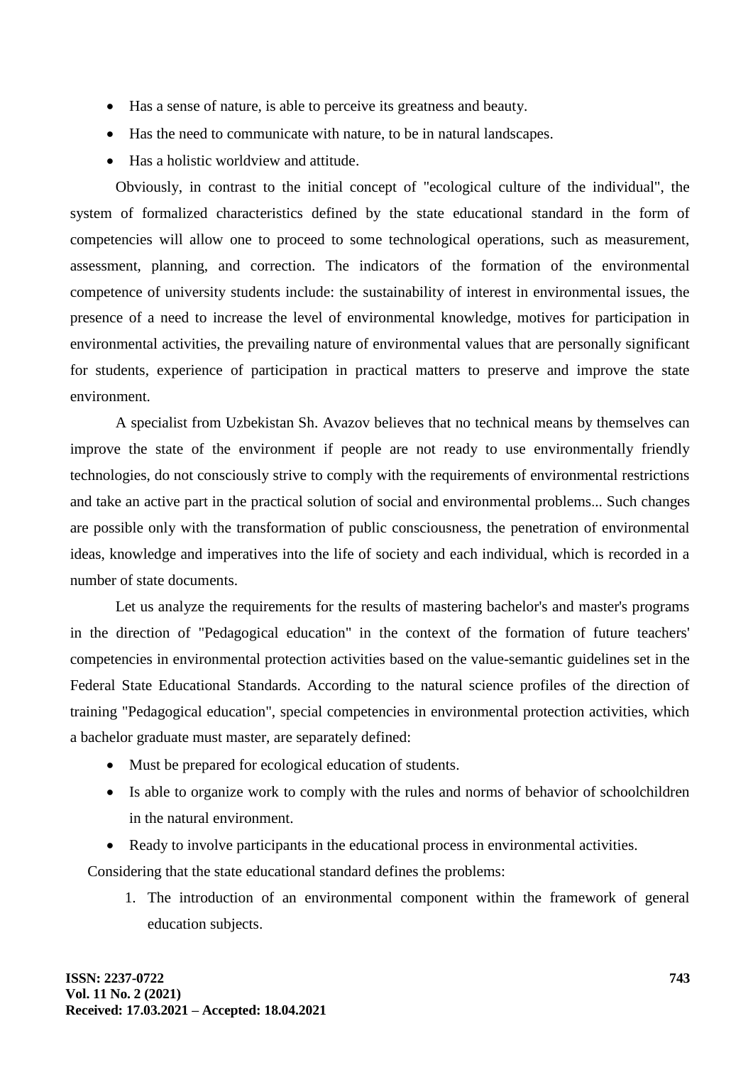- Has a sense of nature, is able to perceive its greatness and beauty.
- Has the need to communicate with nature, to be in natural landscapes.
- Has a holistic worldview and attitude.

Obviously, in contrast to the initial concept of "ecological culture of the individual", the system of formalized characteristics defined by the state educational standard in the form of competencies will allow one to proceed to some technological operations, such as measurement, assessment, planning, and correction. The indicators of the formation of the environmental competence of university students include: the sustainability of interest in environmental issues, the presence of a need to increase the level of environmental knowledge, motives for participation in environmental activities, the prevailing nature of environmental values that are personally significant for students, experience of participation in practical matters to preserve and improve the state environment.

A specialist from Uzbekistan Sh. Avazov believes that no technical means by themselves can improve the state of the environment if people are not ready to use environmentally friendly technologies, do not consciously strive to comply with the requirements of environmental restrictions and take an active part in the practical solution of social and environmental problems... Such changes are possible only with the transformation of public consciousness, the penetration of environmental ideas, knowledge and imperatives into the life of society and each individual, which is recorded in a number of state documents.

Let us analyze the requirements for the results of mastering bachelor's and master's programs in the direction of "Pedagogical education" in the context of the formation of future teachers' competencies in environmental protection activities based on the value-semantic guidelines set in the Federal State Educational Standards. According to the natural science profiles of the direction of training "Pedagogical education", special competencies in environmental protection activities, which a bachelor graduate must master, are separately defined:

- Must be prepared for ecological education of students.
- Is able to organize work to comply with the rules and norms of behavior of schoolchildren in the natural environment.
- Ready to involve participants in the educational process in environmental activities.

Considering that the state educational standard defines the problems:

1. The introduction of an environmental component within the framework of general education subjects.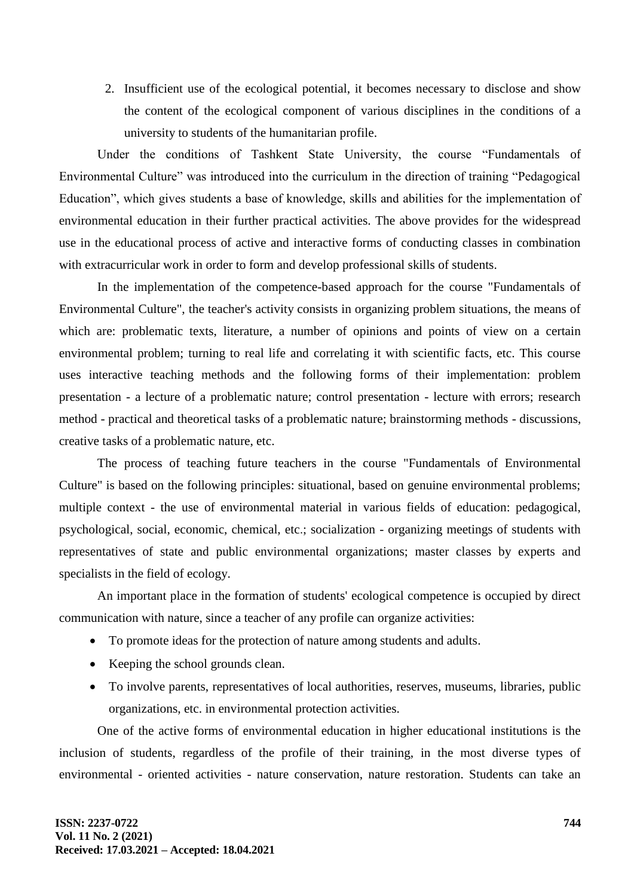2. Insufficient use of the ecological potential, it becomes necessary to disclose and show the content of the ecological component of various disciplines in the conditions of a university to students of the humanitarian profile.

Under the conditions of Tashkent State University, the course “Fundamentals of Environmental Culture” was introduced into the curriculum in the direction of training “Pedagogical Education”, which gives students a base of knowledge, skills and abilities for the implementation of environmental education in their further practical activities. The above provides for the widespread use in the educational process of active and interactive forms of conducting classes in combination with extracurricular work in order to form and develop professional skills of students.

In the implementation of the competence-based approach for the course "Fundamentals of Environmental Culture", the teacher's activity consists in organizing problem situations, the means of which are: problematic texts, literature, a number of opinions and points of view on a certain environmental problem; turning to real life and correlating it with scientific facts, etc. This course uses interactive teaching methods and the following forms of their implementation: problem presentation - a lecture of a problematic nature; control presentation - lecture with errors; research method - practical and theoretical tasks of a problematic nature; brainstorming methods - discussions, creative tasks of a problematic nature, etc.

The process of teaching future teachers in the course "Fundamentals of Environmental Culture" is based on the following principles: situational, based on genuine environmental problems; multiple context - the use of environmental material in various fields of education: pedagogical, psychological, social, economic, chemical, etc.; socialization - organizing meetings of students with representatives of state and public environmental organizations; master classes by experts and specialists in the field of ecology.

An important place in the formation of students' ecological competence is occupied by direct communication with nature, since a teacher of any profile can organize activities:

- To promote ideas for the protection of nature among students and adults.
- Keeping the school grounds clean.
- To involve parents, representatives of local authorities, reserves, museums, libraries, public organizations, etc. in environmental protection activities.

One of the active forms of environmental education in higher educational institutions is the inclusion of students, regardless of the profile of their training, in the most diverse types of environmental - oriented activities - nature conservation, nature restoration. Students can take an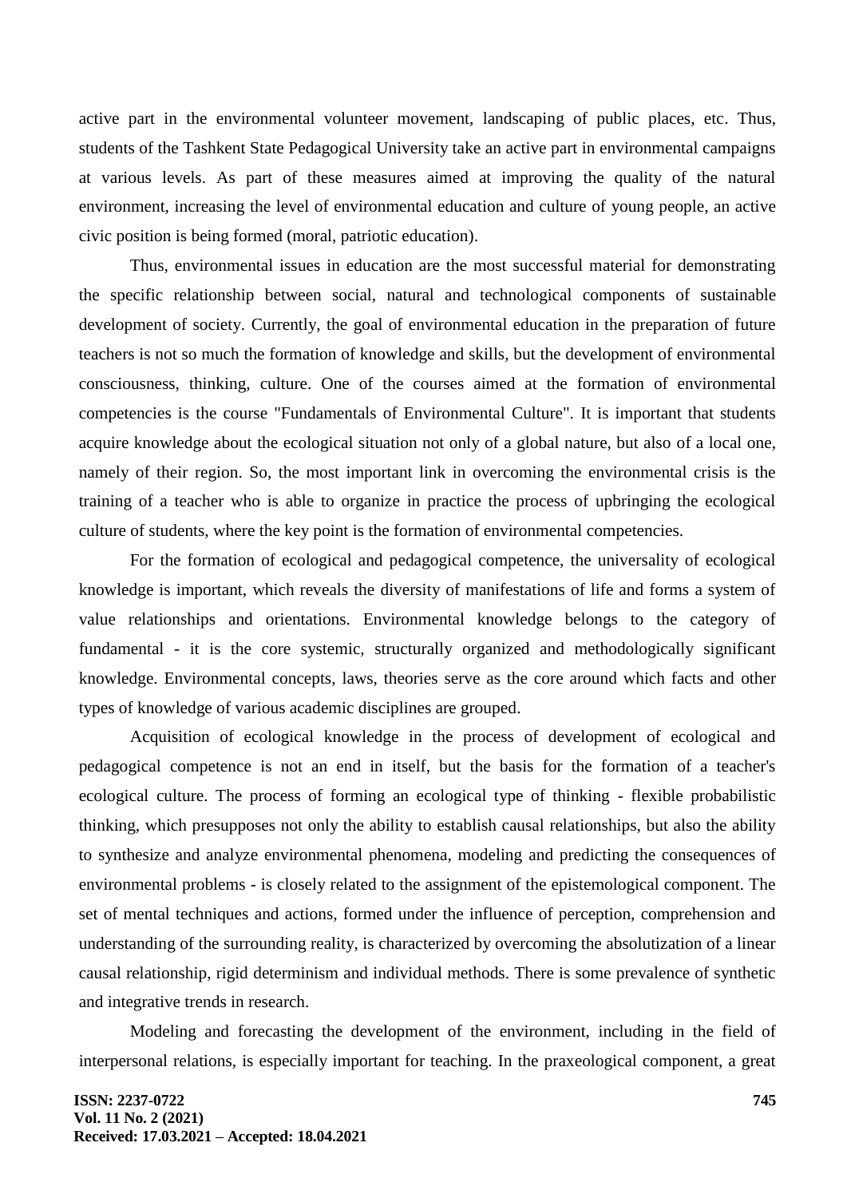active part in the environmental volunteer movement, landscaping of public places, etc. Thus, students of the Tashkent State Pedagogical University take an active part in environmental campaigns at various levels. As part of these measures aimed at improving the quality of the natural environment, increasing the level of environmental education and culture of young people, an active civic position is being formed (moral, patriotic education).

Thus, environmental issues in education are the most successful material for demonstrating the specific relationship between social, natural and technological components of sustainable development of society. Currently, the goal of environmental education in the preparation of future teachers is not so much the formation of knowledge and skills, but the development of environmental consciousness, thinking, culture. One of the courses aimed at the formation of environmental competencies is the course "Fundamentals of Environmental Culture". It is important that students acquire knowledge about the ecological situation not only of a global nature, but also of a local one, namely of their region. So, the most important link in overcoming the environmental crisis is the training of a teacher who is able to organize in practice the process of upbringing the ecological culture of students, where the key point is the formation of environmental competencies.

For the formation of ecological and pedagogical competence, the universality of ecological knowledge is important, which reveals the diversity of manifestations of life and forms a system of value relationships and orientations. Environmental knowledge belongs to the category of fundamental - it is the core systemic, structurally organized and methodologically significant knowledge. Environmental concepts, laws, theories serve as the core around which facts and other types of knowledge of various academic disciplines are grouped.

Acquisition of ecological knowledge in the process of development of ecological and pedagogical competence is not an end in itself, but the basis for the formation of a teacher's ecological culture. The process of forming an ecological type of thinking - flexible probabilistic thinking, which presupposes not only the ability to establish causal relationships, but also the ability to synthesize and analyze environmental phenomena, modeling and predicting the consequences of environmental problems - is closely related to the assignment of the epistemological component. The set of mental techniques and actions, formed under the influence of perception, comprehension and understanding of the surrounding reality, is characterized by overcoming the absolutization of a linear causal relationship, rigid determinism and individual methods. There is some prevalence of synthetic and integrative trends in research.

Modeling and forecasting the development of the environment, including in the field of interpersonal relations, is especially important for teaching. In the praxeological component, a great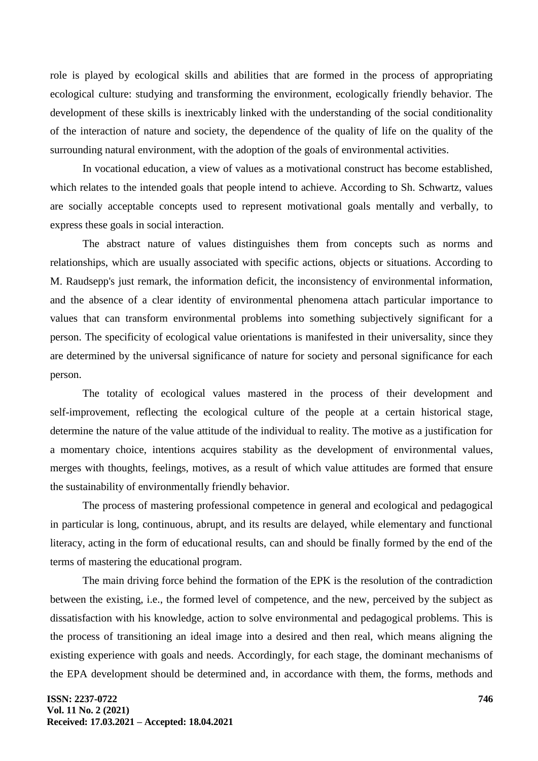role is played by ecological skills and abilities that are formed in the process of appropriating ecological culture: studying and transforming the environment, ecologically friendly behavior. The development of these skills is inextricably linked with the understanding of the social conditionality of the interaction of nature and society, the dependence of the quality of life on the quality of the surrounding natural environment, with the adoption of the goals of environmental activities.

In vocational education, a view of values as a motivational construct has become established, which relates to the intended goals that people intend to achieve. According to Sh. Schwartz, values are socially acceptable concepts used to represent motivational goals mentally and verbally, to express these goals in social interaction.

The abstract nature of values distinguishes them from concepts such as norms and relationships, which are usually associated with specific actions, objects or situations. According to M. Raudsepp's just remark, the information deficit, the inconsistency of environmental information, and the absence of a clear identity of environmental phenomena attach particular importance to values that can transform environmental problems into something subjectively significant for a person. The specificity of ecological value orientations is manifested in their universality, since they are determined by the universal significance of nature for society and personal significance for each person.

The totality of ecological values mastered in the process of their development and self-improvement, reflecting the ecological culture of the people at a certain historical stage, determine the nature of the value attitude of the individual to reality. The motive as a justification for a momentary choice, intentions acquires stability as the development of environmental values, merges with thoughts, feelings, motives, as a result of which value attitudes are formed that ensure the sustainability of environmentally friendly behavior.

The process of mastering professional competence in general and ecological and pedagogical in particular is long, continuous, abrupt, and its results are delayed, while elementary and functional literacy, acting in the form of educational results, can and should be finally formed by the end of the terms of mastering the educational program.

The main driving force behind the formation of the EPK is the resolution of the contradiction between the existing, i.e., the formed level of competence, and the new, perceived by the subject as dissatisfaction with his knowledge, action to solve environmental and pedagogical problems. This is the process of transitioning an ideal image into a desired and then real, which means aligning the existing experience with goals and needs. Accordingly, for each stage, the dominant mechanisms of the EPA development should be determined and, in accordance with them, the forms, methods and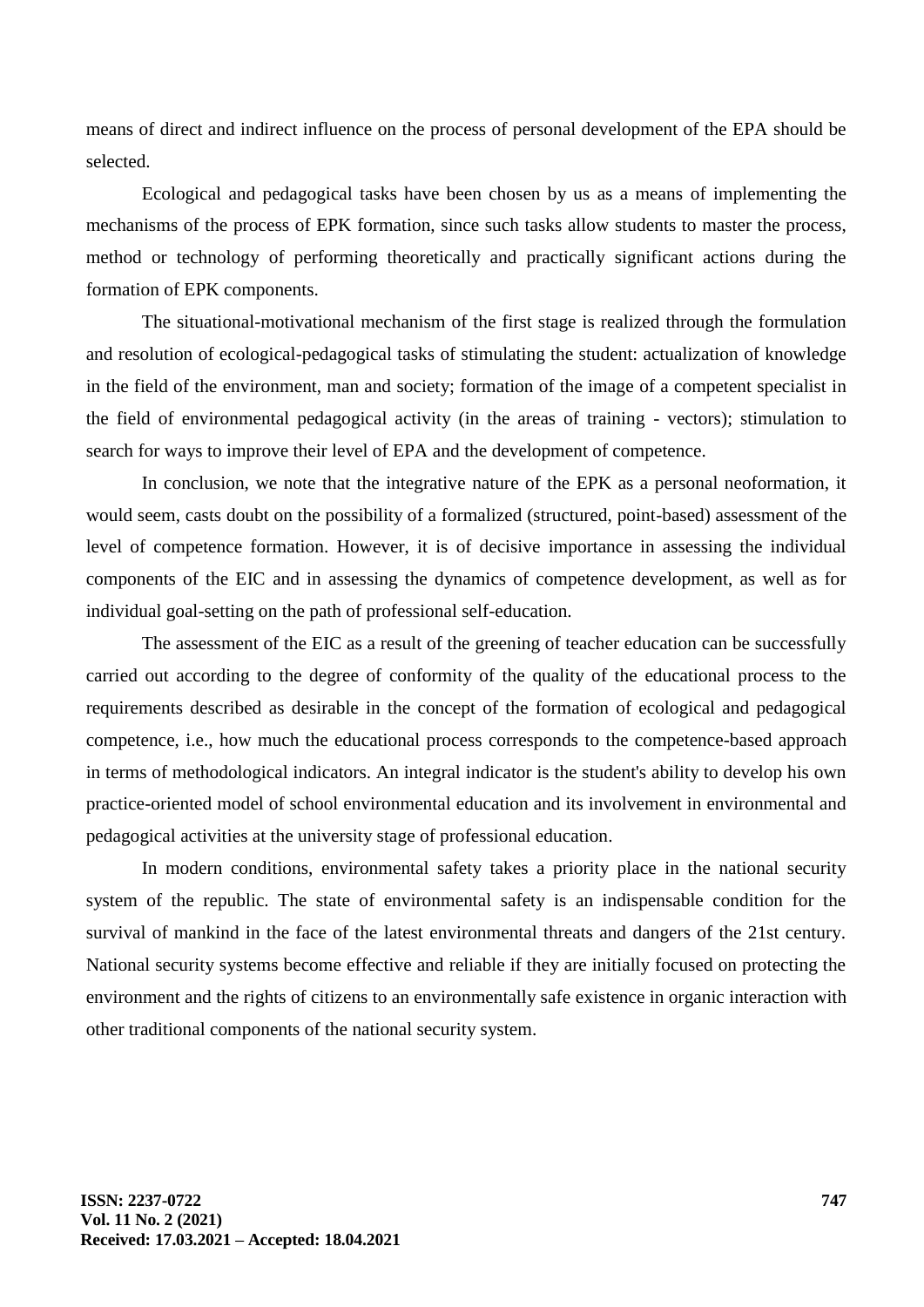means of direct and indirect influence on the process of personal development of the EPA should be selected.

Ecological and pedagogical tasks have been chosen by us as a means of implementing the mechanisms of the process of EPK formation, since such tasks allow students to master the process, method or technology of performing theoretically and practically significant actions during the formation of EPK components.

The situational-motivational mechanism of the first stage is realized through the formulation and resolution of ecological-pedagogical tasks of stimulating the student: actualization of knowledge in the field of the environment, man and society; formation of the image of a competent specialist in the field of environmental pedagogical activity (in the areas of training - vectors); stimulation to search for ways to improve their level of EPA and the development of competence.

In conclusion, we note that the integrative nature of the EPK as a personal neoformation, it would seem, casts doubt on the possibility of a formalized (structured, point-based) assessment of the level of competence formation. However, it is of decisive importance in assessing the individual components of the EIC and in assessing the dynamics of competence development, as well as for individual goal-setting on the path of professional self-education.

The assessment of the EIC as a result of the greening of teacher education can be successfully carried out according to the degree of conformity of the quality of the educational process to the requirements described as desirable in the concept of the formation of ecological and pedagogical competence, i.e., how much the educational process corresponds to the competence-based approach in terms of methodological indicators. An integral indicator is the student's ability to develop his own practice-oriented model of school environmental education and its involvement in environmental and pedagogical activities at the university stage of professional education.

In modern conditions, environmental safety takes a priority place in the national security system of the republic. The state of environmental safety is an indispensable condition for the survival of mankind in the face of the latest environmental threats and dangers of the 21st century. National security systems become effective and reliable if they are initially focused on protecting the environment and the rights of citizens to an environmentally safe existence in organic interaction with other traditional components of the national security system.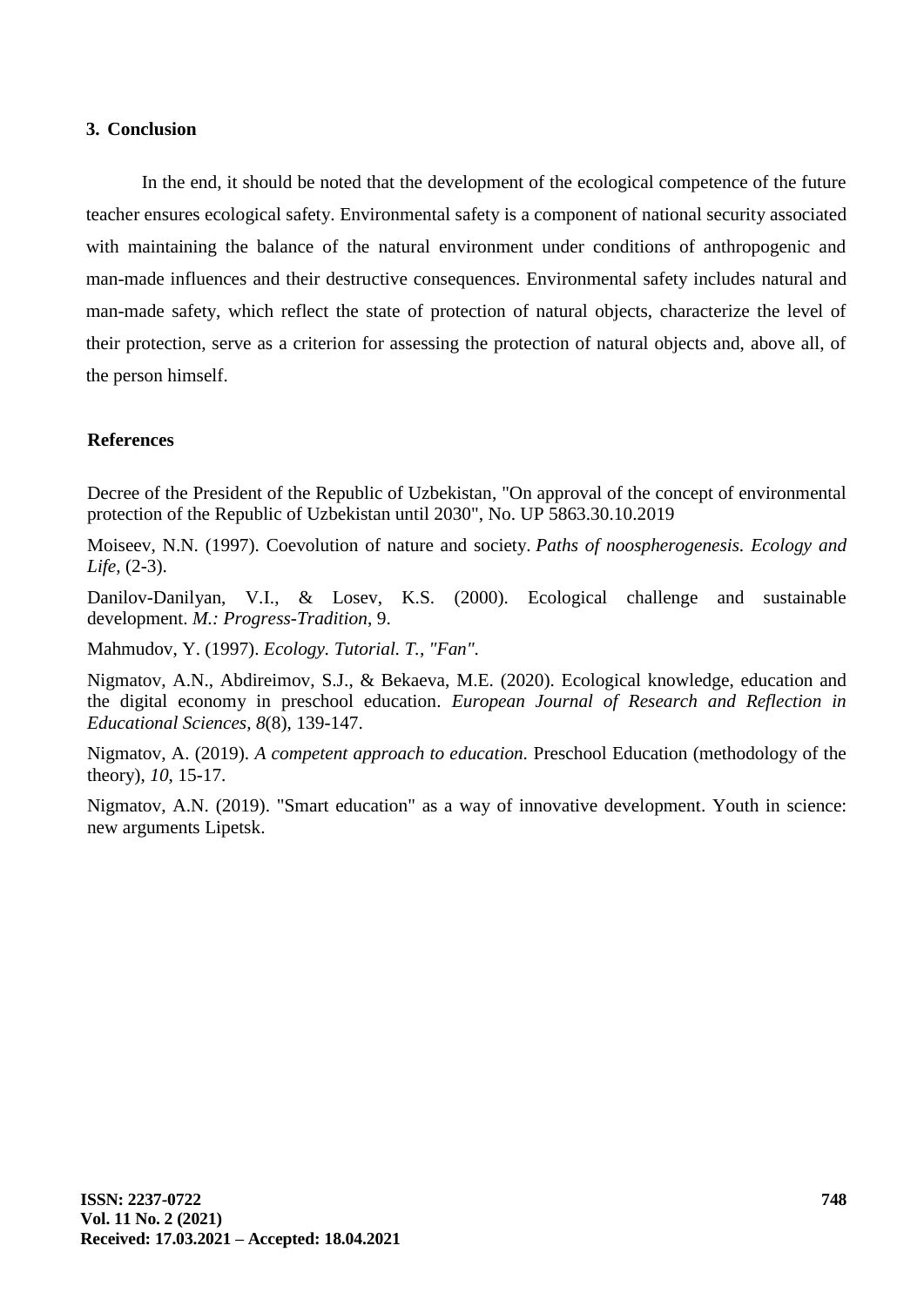## 3. Conclusion

In the end, it should be noted that the development of the ecological competence of the future teacher ensures ecological safety. Environmental safety is a component of national security associated with maintaining the balance of the natural environment under conditions of anthropogenic and man-made influences and their destructive consequences. Environmental safety includes natural and man-made safety, which reflect the state of protection of natural objects, characterize the level of their protection, serve as a criterion for assessing the protection of natural objects and, above all, of the person himself.

## References

Decree of the President of the Republic of Uzbekistan, "On approval of the concept of environmental protection of the Republic of Uzbekistan until 2030", No. UP 5863.30.10.2019

Moiseev, N.N. (1997). Coevolution of nature and society. *Paths of noospherogenesis. Ecology and Life*, (2-3).

Danilov-Danilyan, V.I., & Losev, K.S. (2000). Ecological challenge and sustainable development. *M.: Progress-Tradition*, 9.

Mahmudov, Y. (1997). *Ecology. Tutorial. T., "Fan"*.

Nigmatov, A.N., Abdireimov, S.J., & Bekaeva, M.E. (2020). Ecological knowledge, education and the digital economy in preschool education. *European Journal of Research and Reflection in Educational Sciences*, *8*(8), 139-147.

Nigmatov, A. (2019). *A competent approach to education.* Preschool Education (methodology of the theory), *10*, 15-17.

Nigmatov, A.N. (2019). "Smart education" as a way of innovative development. Youth in science: new arguments Lipetsk.